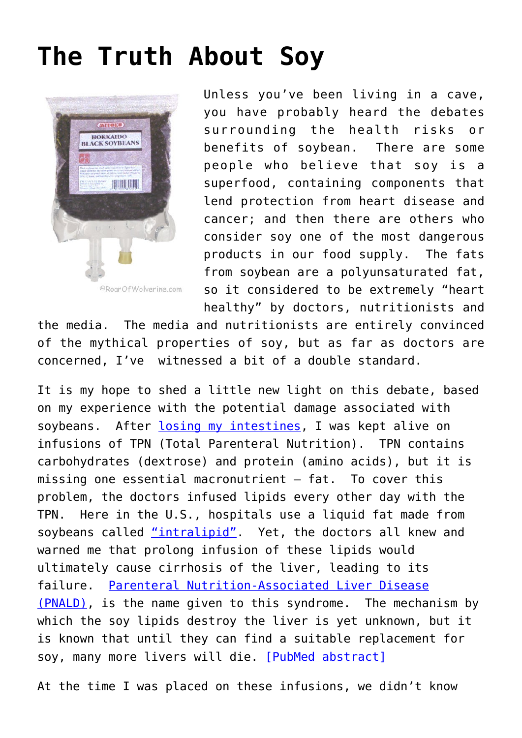# The Truth About Soy

Unless you've been living in a cave, you have probably heard the debates surrounding the health risks or benefits of soybean. There are some people who believe that soy is a superfood, containing components that lend protection from heart disease and cancer; and then there are others who consider soy one of the most dangerous products in our food supply. The fats from soybean are a polyunsaturated fat, so it considered to be extremely "heart healthy" by doctors, nutritionists and the media. The media and nutritionists are entirely convinced of the mythical properties of soy, but as far as doctors are concerned, I've witnessed a bit of a double standard.

It is my hope to shed a little new light on this debate, based on my experience with the potential damage associated with soybeans. After losing my intestines, I was kept alive on infusions of TPN (Total Parenteral Nutrition). TPN contains carbohydrates (dextrose) and protein (amino acids), but it is missing one essential macronutrient – fat. To cover this problem, the doctors infused lipids every other day with the TPN. Here in the U.S., hospitals use a liquid fat made from soybeans called "intralipid". Yet, the doctors all knew and warned me that prolong infusion of these lipids would ultimately cause cirrhosis of the liver, leading to its failure. Parenteral Nutrition-Associated Liver Disease (PNALD), is the name given to this syndrome. The mechanism by which the soy lipids destroy the liver is yet unknown, but it is known that until they can find a suitable replacement for soy, many more livers will die. [PubMed abstract]

At the time I was placed on these infusions, we didn't know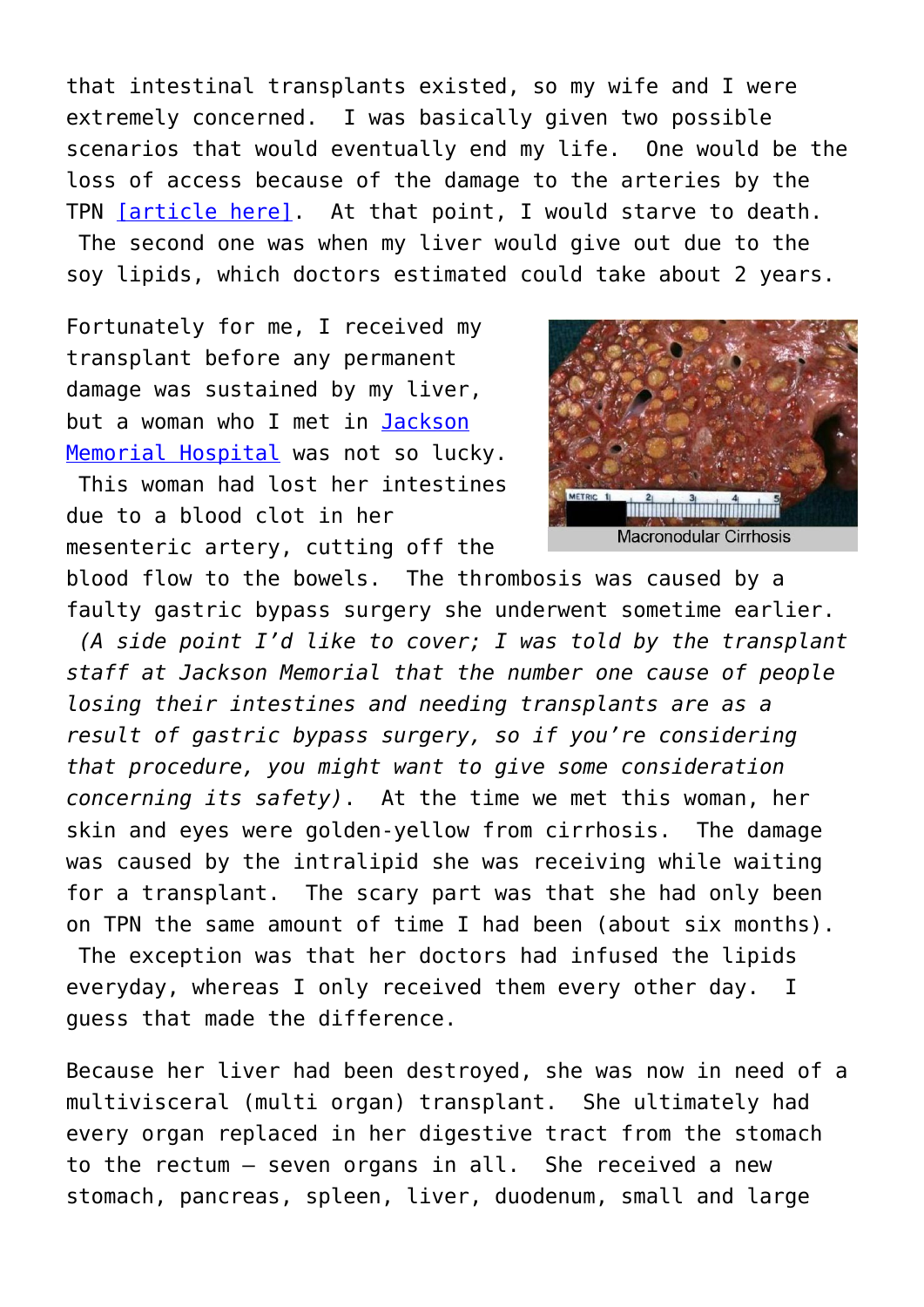that intestinal transplants existed, so my wife and I were extremely concerned. I was basically given two possible scenarios that would eventually end my life. One would be the loss of access because of the damage to the arteries by the TPN [article here]. At that point, I would starve to death. The second one was when my liver would give out due to the soy lipids, which doctors estimated could take about 2 years.

Fortunately for me, I received my transplant before any permanent damage was sustained by my liver, but a woman who I met in Jackson Memorial Hospital was not so lucky. This woman had lost her intestines due to a blood clot in her mesenteric artery, cutting off the blood flow to the bowels. The thrombosis was caused by a faulty gastric bypass surgery she underwent sometime earlier. *(A side point I'd like to cover; I was told by the transplant staff at Jackson Memorial that the number one cause of people losing their intestines and needing transplants are as a result of gastric bypass surgery, so if you're considering that procedure, you might want to give some consideration concerning its safety)*. At the time we met this woman, her skin and eyes were golden-yellow from cirrhosis. The damage was caused by the intralipid she was receiving while waiting for a transplant. The scary part was that she had only been on TPN the same amount of time I had been (about six months). The exception was that her doctors had infused the lipids everyday, whereas I only received them every other day. I guess that made the difference.

Macronodular Cirrhosis

Because her liver had been destroyed, she was now in need of a multivisceral (multi organ) transplant. She ultimately had every organ replaced in her digestive tract from the stomach to the rectum – seven organs in all. She received a new stomach, pancreas, spleen, liver, duodenum, small and large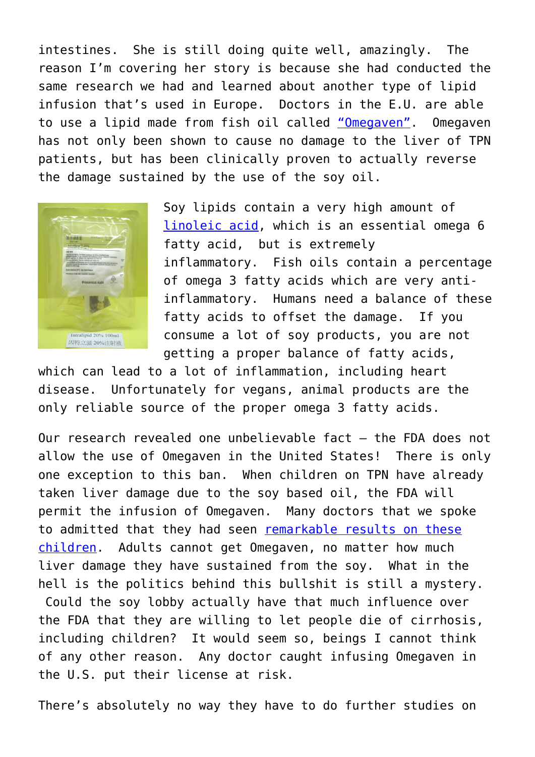intestines. She is still doing quite well, amazingly. The reason I'm covering her story is because she had conducted the same research we had and learned about another type of lipid infusion that's used in Europe. Doctors in the E.U. are able to use a lipid made from fish oil called "Omegaven". Omegaven has not only been shown to cause no damage to the liver of TPN patients, but has been clinically proven to actually reverse the damage sustained by the use of the soy oil.

Soy lipids contain a very high amount of linoleic acid, which is an essential omega 6 fatty acid, but is extremely inflammatory. Fish oils contain a percentage of omega 3 fatty acids which are very anti-inflammatory. Humans need a balance of these fatty acids to offset the damage. If you consume a lot of soy products, you are not getting a proper balance of fatty acids, which can lead to a lot of inflammation, including heart disease. Unfortunately for vegans, animal products are the only reliable source of the proper omega 3 fatty acids.

Our research revealed one unbelievable fact – the FDA does not allow the use of Omegaven in the United States! There is only one exception to this ban. When children on TPN have already taken liver damage due to the soy based oil, the FDA will permit the infusion of Omegaven. Many doctors that we spoke to admitted that they had seen remarkable results on these children. Adults cannot get Omegaven, no matter how much liver damage they have sustained from the soy. What in the hell is the politics behind this bullshit is still a mystery. Could the soy lobby actually have that much influence over the FDA that they are willing to let people die of cirrhosis, including children? It would seem so, beings I cannot think of any other reason. Any doctor caught infusing Omegaven in the U.S. put their license at risk.

There's absolutely no way they have to do further studies on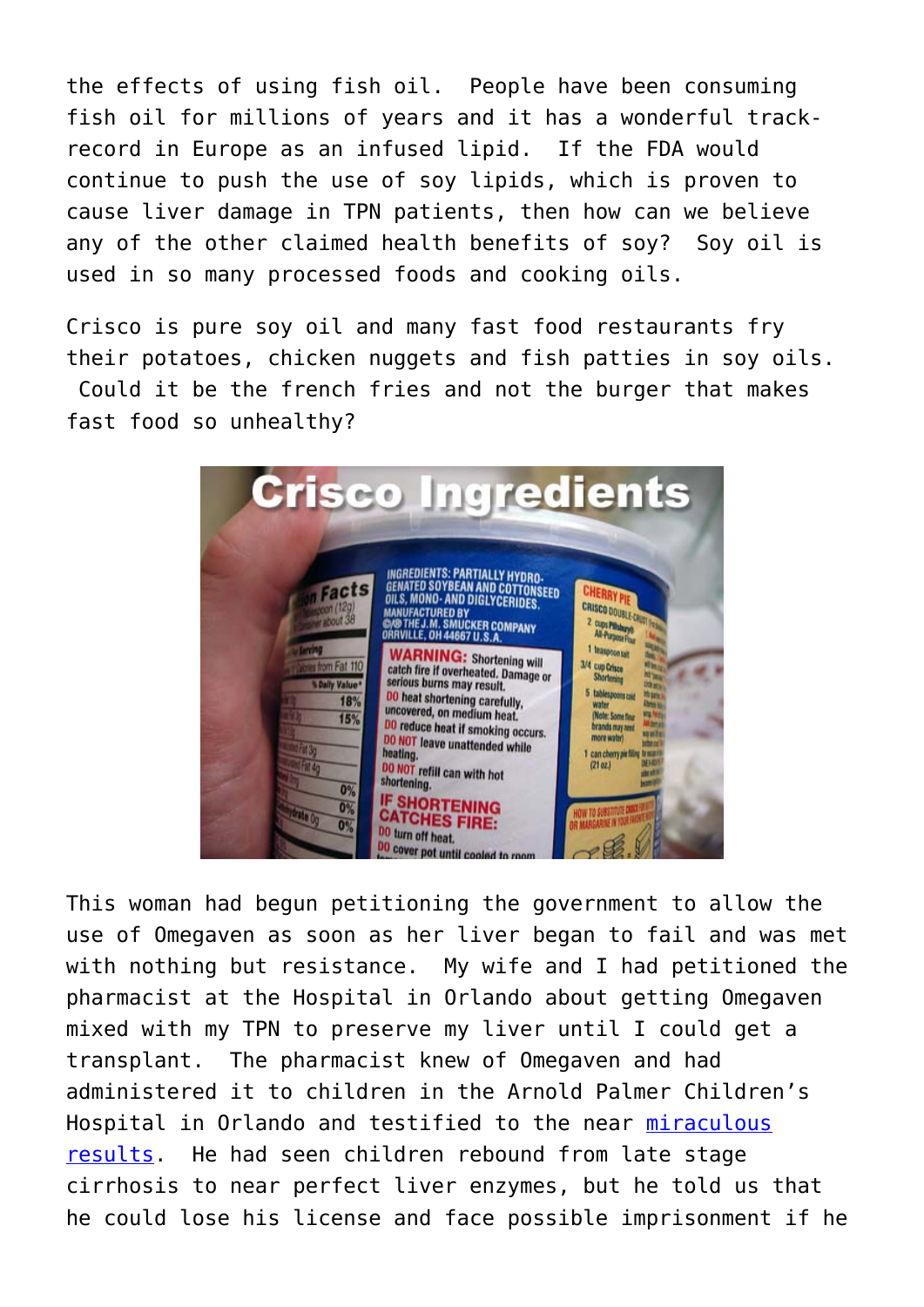the effects of using fish oil. People have been consuming fish oil for millions of years and it has a wonderful track-record in Europe as an infused lipid. If the FDA would continue to push the use of soy lipids, which is proven to cause liver damage in TPN patients, then how can we believe any of the other claimed health benefits of soy? Soy oil is used in so many processed foods and cooking oils.

Crisco is pure soy oil and many fast food restaurants fry their potatoes, chicken nuggets and fish patties in soy oils. Could it be the french fries and not the burger that makes fast food so unhealthy?

This woman had begun petitioning the government to allow the use of Omegaven as soon as her liver began to fail and was met with nothing but resistance. My wife and I had petitioned the pharmacist at the Hospital in Orlando about getting Omegaven mixed with my TPN to preserve my liver until I could get a transplant. The pharmacist knew of Omegaven and had administered it to children in the Arnold Palmer Children's Hospital in Orlando and testified to the near miraculous results. He had seen children rebound from late stage cirrhosis to near perfect liver enzymes, but he told us that he could lose his license and face possible imprisonment if he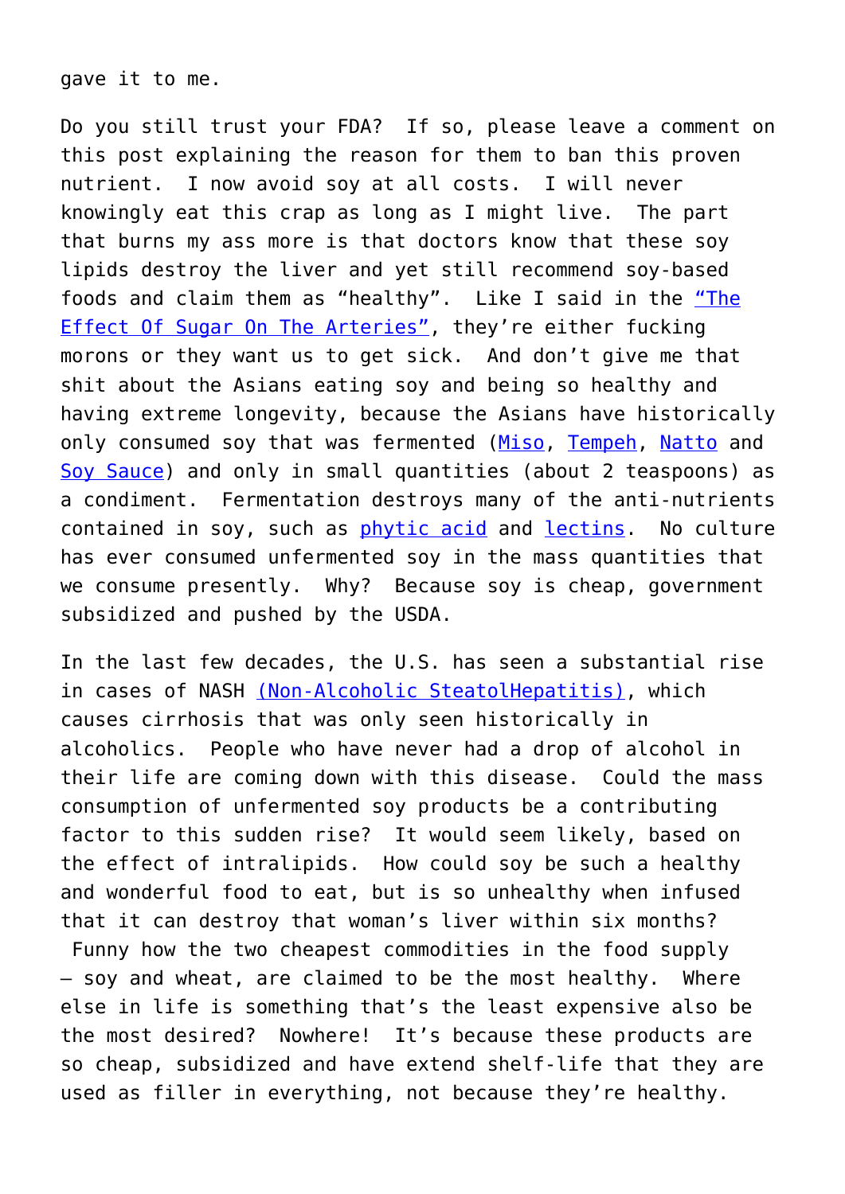gave it to me.

Do you still trust your FDA? If so, please leave a comment on this post explaining the reason for them to ban this proven nutrient. I now avoid soy at all costs. I will never knowingly eat this crap as long as I might live. The part that burns my ass more is that doctors know that these soy lipids destroy the liver and yet still recommend soy-based foods and claim them as "healthy". Like I said in the "The Effect Of Sugar On The Arteries", they're either fucking morons or they want us to get sick. And don't give me that shit about the Asians eating soy and being so healthy and having extreme longevity, because the Asians have historically only consumed soy that was fermented (Miso, Tempeh, Natto and Soy Sauce) and only in small quantities (about 2 teaspoons) as a condiment. Fermentation destroys many of the anti-nutrients contained in soy, such as phytic acid and lectins. No culture has ever consumed unfermented soy in the mass quantities that we consume presently. Why? Because soy is cheap, government subsidized and pushed by the USDA.

In the last few decades, the U.S. has seen a substantial rise in cases of NASH (Non-Alcoholic SteatolHepatitis), which causes cirrhosis that was only seen historically in alcoholics. People who have never had a drop of alcohol in their life are coming down with this disease. Could the mass consumption of unfermented soy products be a contributing factor to this sudden rise? It would seem likely, based on the effect of intralipids. How could soy be such a healthy and wonderful food to eat, but is so unhealthy when infused that it can destroy that woman's liver within six months? Funny how the two cheapest commodities in the food supply – soy and wheat, are claimed to be the most healthy. Where else in life is something that's the least expensive also be the most desired? Nowhere! It's because these products are so cheap, subsidized and have extend shelf-life that they are used as filler in everything, not because they're healthy.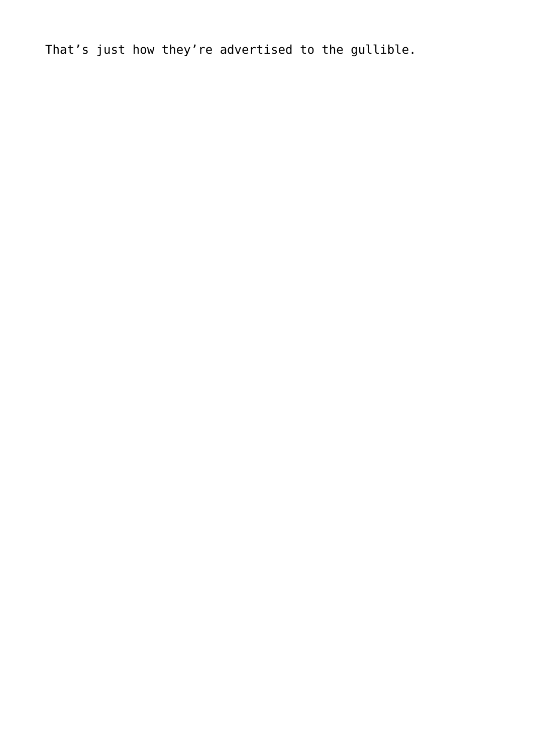That’s just how they’re advertised to the gullible.